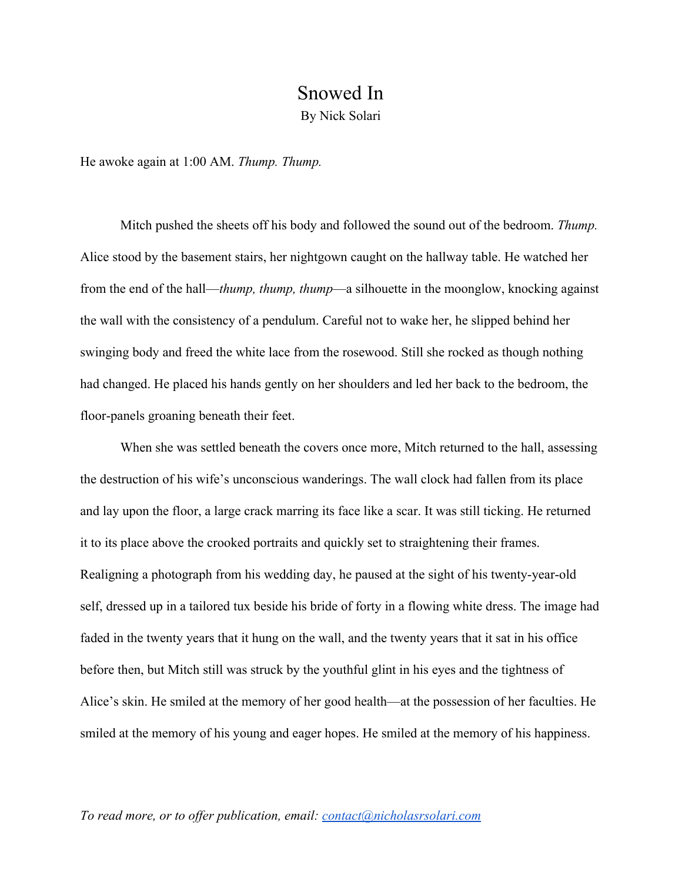# Snowed In

By Nick Solari

He awoke again at 1:00 AM. *Thump. Thump.*

Mitch pushed the sheets off his body and followed the sound out of the bedroom. *Thump.* Alice stood by the basement stairs, her nightgown caught on the hallway table. He watched her from the end of the hall—*thump, thump, thump*—a silhouette in the moonglow, knocking against the wall with the consistency of a pendulum. Careful not to wake her, he slipped behind her swinging body and freed the white lace from the rosewood. Still she rocked as though nothing had changed. He placed his hands gently on her shoulders and led her back to the bedroom, the floor-panels groaning beneath their feet.

When she was settled beneath the covers once more, Mitch returned to the hall, assessing the destruction of his wife's unconscious wanderings. The wall clock had fallen from its place and lay upon the floor, a large crack marring its face like a scar. It was still ticking. He returned it to its place above the crooked portraits and quickly set to straightening their frames. Realigning a photograph from his wedding day, he paused at the sight of his twenty-year-old self, dressed up in a tailored tux beside his bride of forty in a flowing white dress. The image had faded in the twenty years that it hung on the wall, and the twenty years that it sat in his office before then, but Mitch still was struck by the youthful glint in his eyes and the tightness of Alice's skin. He smiled at the memory of her good health—at the possession of her faculties. He smiled at the memory of his young and eager hopes. He smiled at the memory of his happiness.

*To read more, or to offer publication, email: [contact@nicholasrsolari.com](mailto:contact@nicholasrsolari.com)*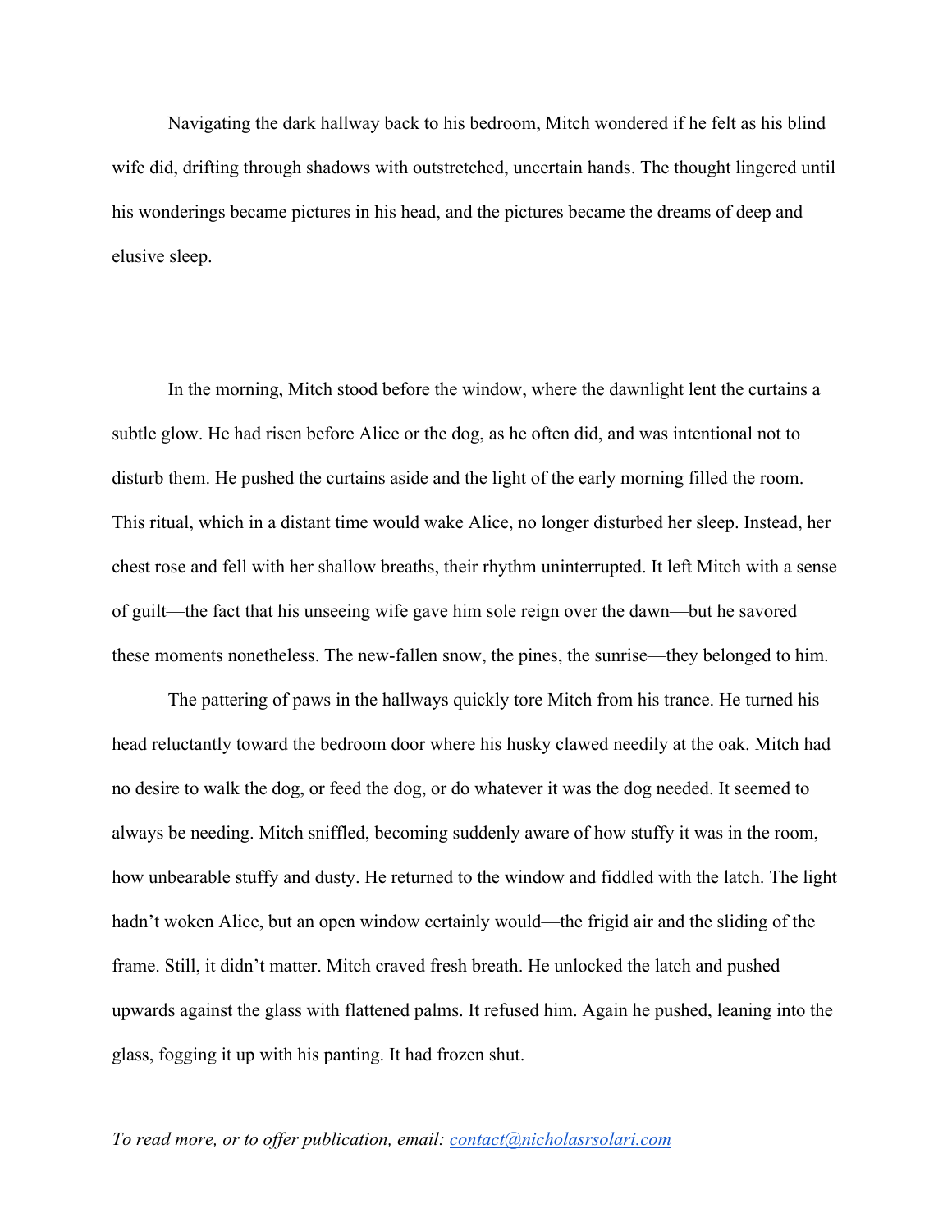Navigating the dark hallway back to his bedroom, Mitch wondered if he felt as his blind wife did, drifting through shadows with outstretched, uncertain hands. The thought lingered until his wonderings became pictures in his head, and the pictures became the dreams of deep and elusive sleep.

In the morning, Mitch stood before the window, where the dawnlight lent the curtains a subtle glow. He had risen before Alice or the dog, as he often did, and was intentional not to disturb them. He pushed the curtains aside and the light of the early morning filled the room. This ritual, which in a distant time would wake Alice, no longer disturbed her sleep. Instead, her chest rose and fell with her shallow breaths, their rhythm uninterrupted. It left Mitch with a sense of guilt—the fact that his unseeing wife gave him sole reign over the dawn—but he savored these moments nonetheless. The new-fallen snow, the pines, the sunrise—they belonged to him.

The pattering of paws in the hallways quickly tore Mitch from his trance. He turned his head reluctantly toward the bedroom door where his husky clawed needily at the oak. Mitch had no desire to walk the dog, or feed the dog, or do whatever it was the dog needed. It seemed to always be needing. Mitch sniffled, becoming suddenly aware of how stuffy it was in the room, how unbearable stuffy and dusty. He returned to the window and fiddled with the latch. The light hadn't woken Alice, but an open window certainly would—the frigid air and the sliding of the frame. Still, it didn't matter. Mitch craved fresh breath. He unlocked the latch and pushed upwards against the glass with flattened palms. It refused him. Again he pushed, leaning into the glass, fogging it up with his panting. It had frozen shut.

*To read more, or to offer publication, email: [contact@nicholasrsolari.com](mailto:contact@nicholasrsolari.com)*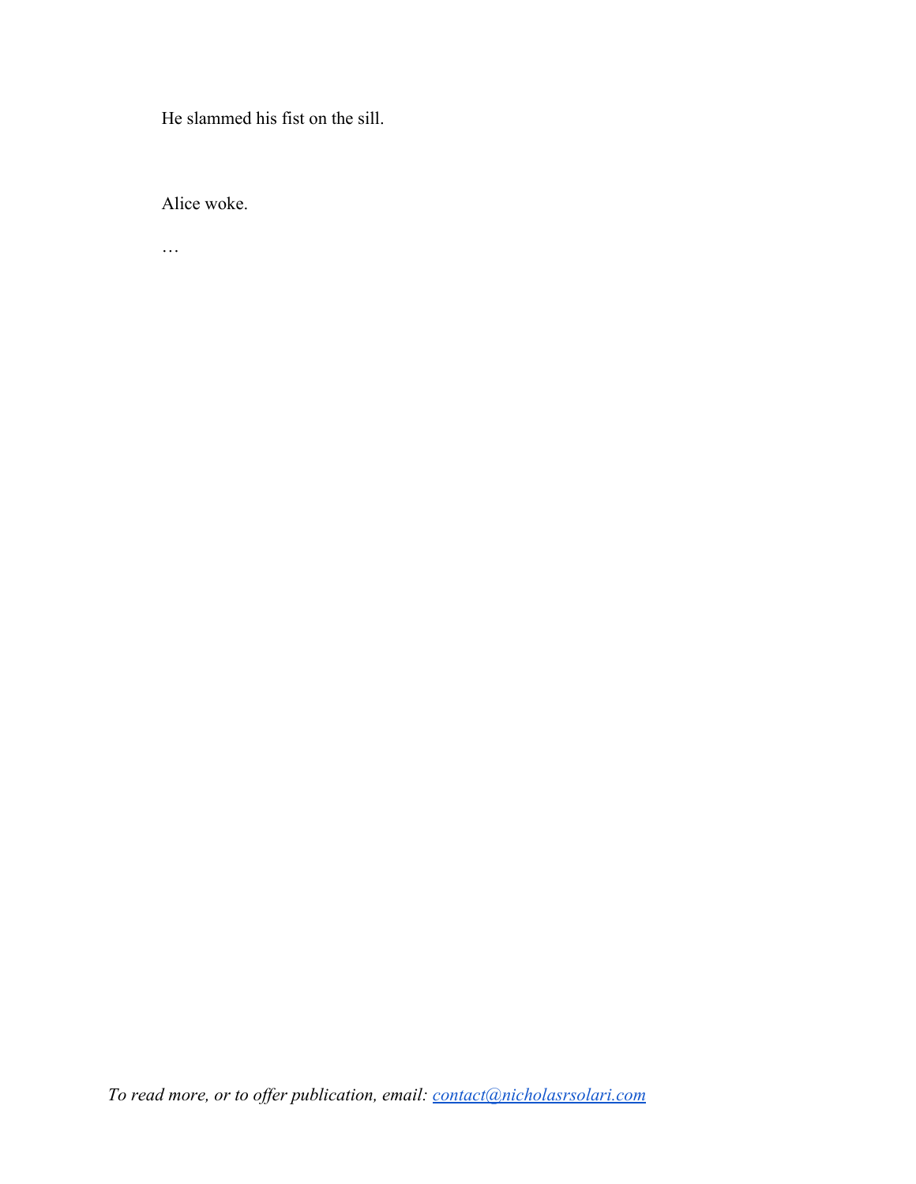He slammed his fist on the sill.

Alice woke.

…

*To read more, or to offer publication, email: [contact@nicholasrsolari.com](mailto:contact@nicholasrsolari.com)*